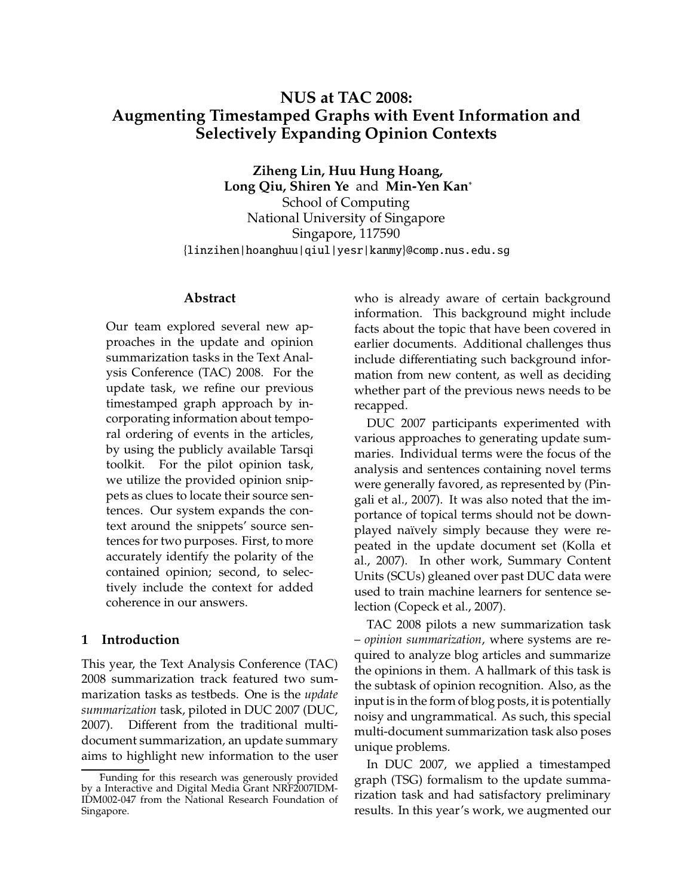# NUS at TAC 2008: Augmenting Timestamped Graphs with Event Information and Selectively Expanding Opinion Contexts

**Ziheng Lin, Huu Hung Hoang, Long Qiu, Shiren Ye** and **Min-Yen Kan***

School of Computing
National University of Singapore
Singapore, 117590
{linzihen|hoanghuu|qiul|yesr|kanmy}@comp.nus.edu.sg

## Abstract

Our team explored several new approaches in the update and opinion summarization tasks in the Text Analysis Conference (TAC) 2008. For the update task, we refine our previous timestamped graph approach by incorporating information about temporal ordering of events in the articles, by using the publicly available Tarsqi toolkit. For the pilot opinion task, we utilize the provided opinion snippets as clues to locate their source sentences. Our system expands the context around the snippets' source sentences for two purposes. First, to more accurately identify the polarity of the contained opinion; second, to selectively include the context for added coherence in our answers.

## 1 Introduction

This year, the Text Analysis Conference (TAC) 2008 summarization track featured two summarization tasks as testbeds. One is the *update summarization* task, piloted in DUC 2007 (DUC, 2007). Different from the traditional multi-document summarization, an update summary aims to highlight new information to the user who is already aware of certain background information. This background might include facts about the topic that have been covered in earlier documents. Additional challenges thus include differentiating such background information from new content, as well as deciding whether part of the previous news needs to be recapped.

DUC 2007 participants experimented with various approaches to generating update summaries. Individual terms were the focus of the analysis and sentences containing novel terms were generally favored, as represented by (Pingali et al., 2007). It was also noted that the importance of topical terms should not be downplayed naïvely simply because they were repeated in the update document set (Kolla et al., 2007). In other work, Summary Content Units (SCUs) gleaned over past DUC data were used to train machine learners for sentence selection (Copeck et al., 2007).

TAC 2008 pilots a new summarization task – *opinion summarization*, where systems are required to analyze blog articles and summarize the opinions in them. A hallmark of this task is the subtask of opinion recognition. Also, as the input is in the form of blog posts, it is potentially noisy and ungrammatical. As such, this special multi-document summarization task also poses unique problems.

In DUC 2007, we applied a timestamped graph (TSG) formalism to the update summarization task and had satisfactory preliminary results. In this year's work, we augmented our

Funding for this research was generously provided by a Interactive and Digital Media Grant NRF2007IDM-IDM002-047 from the National Research Foundation of Singapore.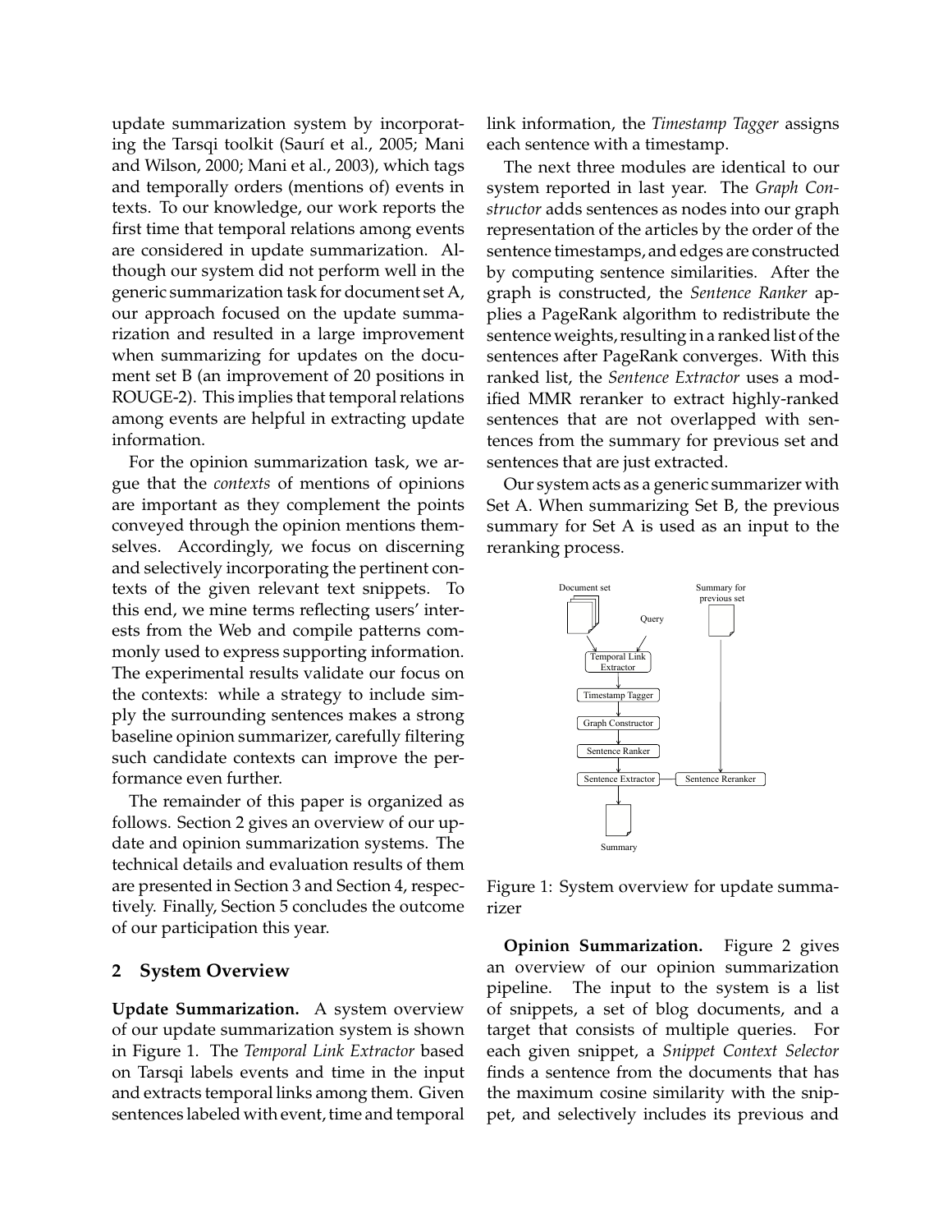update summarization system by incorporating the Tarsqi toolkit (Saurí et al., 2005; Mani and Wilson, 2000; Mani et al., 2003), which tags and temporally orders (mentions of) events in texts. To our knowledge, our work reports the first time that temporal relations among events are considered in update summarization. Although our system did not perform well in the generic summarization task for document set A, our approach focused on the update summarization and resulted in a large improvement when summarizing for updates on the document set B (an improvement of 20 positions in ROUGE-2). This implies that temporal relations among events are helpful in extracting update information.

For the opinion summarization task, we argue that the *contexts* of mentions of opinions are important as they complement the points conveyed through the opinion mentions themselves. Accordingly, we focus on discerning and selectively incorporating the pertinent contexts of the given relevant text snippets. To this end, we mine terms reflecting users' interests from the Web and compile patterns commonly used to express supporting information. The experimental results validate our focus on the contexts: while a strategy to include simply the surrounding sentences makes a strong baseline opinion summarizer, carefully filtering such candidate contexts can improve the performance even further.

The remainder of this paper is organized as follows. Section 2 gives an overview of our update and opinion summarization systems. The technical details and evaluation results of them are presented in Section 3 and Section 4, respectively. Finally, Section 5 concludes the outcome of our participation this year.

## 2 System Overview

**Update Summarization.** A system overview of our update summarization system is shown in Figure 1. The *Temporal Link Extractor* based on Tarsqi labels events and time in the input and extracts temporal links among them. Given sentences labeled with event, time and temporal link information, the *Timestamp Tagger* assigns each sentence with a timestamp.

The next three modules are identical to our system reported in last year. The *Graph Constructor* adds sentences as nodes into our graph representation of the articles by the order of the sentence timestamps, and edges are constructed by computing sentence similarities. After the graph is constructed, the *Sentence Ranker* applies a PageRank algorithm to redistribute the sentence weights, resulting in a ranked list of the sentences after PageRank converges. With this ranked list, the *Sentence Extractor* uses a modified MMR reranker to extract highly-ranked sentences that are not overlapped with sentences from the summary for previous set and sentences that are just extracted.

Our system acts as a generic summarizer with Set A. When summarizing Set B, the previous summary for Set A is used as an input to the reranking process.

Document set | Query | Summary for previous set | Temporal Link Extractor | Timestamp Tagger | Graph Constructor | Sentence Ranker | Sentence Extractor | Sentence Reranker | Summary

Figure 1: System overview for update summarizer

**Opinion Summarization.** Figure 2 gives an overview of our opinion summarization pipeline. The input to the system is a list of snippets, a set of blog documents, and a target that consists of multiple queries. For each given snippet, a *Snippet Context Selector* finds a sentence from the documents that has the maximum cosine similarity with the snippet, and selectively includes its previous and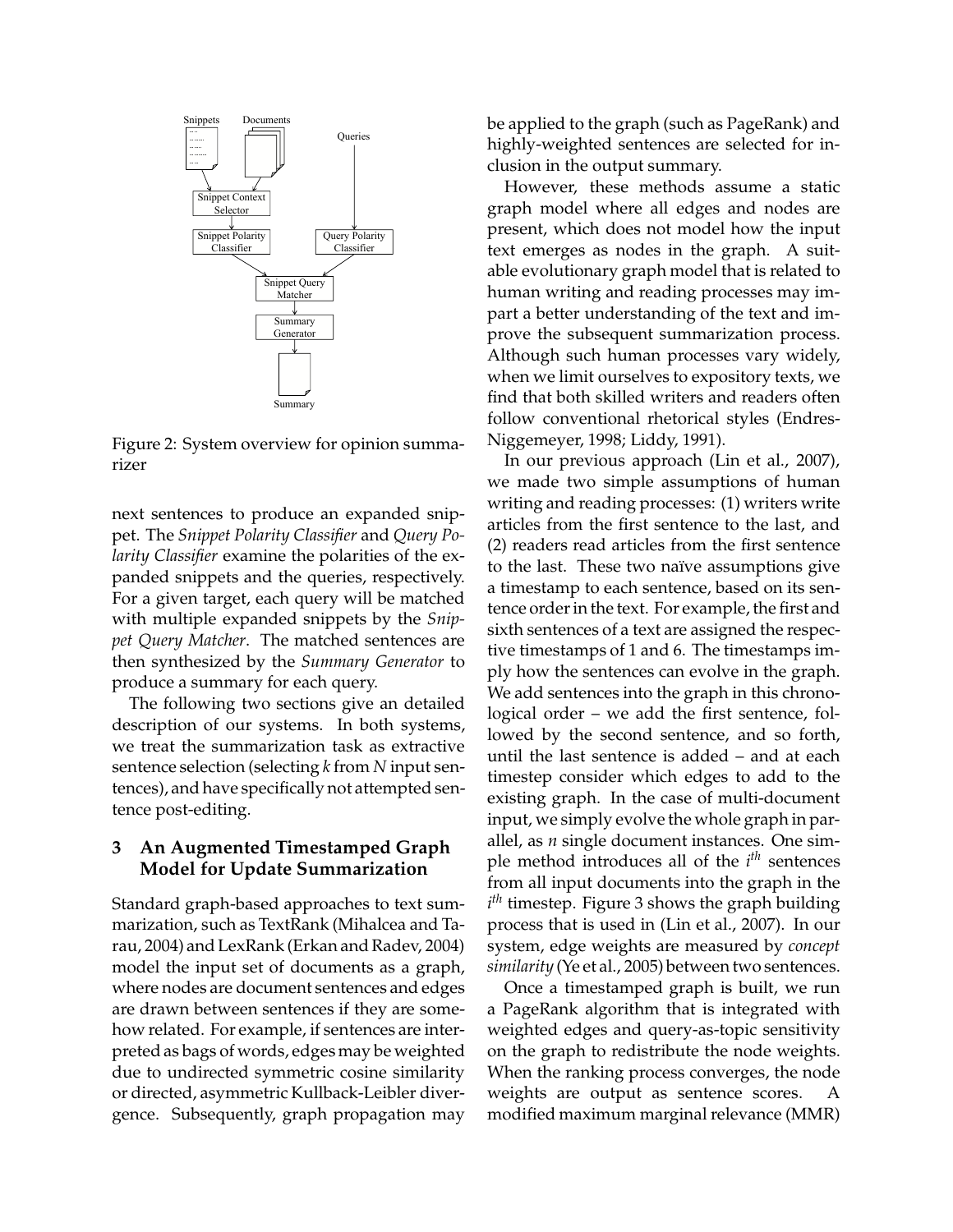Snippets Documents Queries

Snippet Context Selector

Snippet Polarity Classifier

Query Polarity Classifier

Snippet Query Matcher

Summary Generator

Summary

Figure 2: System overview for opinion summarizer

next sentences to produce an expanded snippet. The *Snippet Polarity Classifier* and *Query Polarity Classifier* examine the polarities of the expanded snippets and the queries, respectively. For a given target, each query will be matched with multiple expanded snippets by the *Snippet Query Matcher*. The matched sentences are then synthesized by the *Summary Generator* to produce a summary for each query.

The following two sections give an detailed description of our systems. In both systems, we treat the summarization task as extractive sentence selection (selecting *k* from *N* input sentences), and have specifically not attempted sentence post-editing.

## 3 An Augmented Timestamped Graph Model for Update Summarization

Standard graph-based approaches to text summarization, such as TextRank (Mihalcea and Tarau, 2004) and LexRank (Erkan and Radev, 2004) model the input set of documents as a graph, where nodes are document sentences and edges are drawn between sentences if they are somehow related. For example, if sentences are interpreted as bags of words, edges may be weighted due to undirected symmetric cosine similarity or directed, asymmetric Kullback-Leibler divergence. Subsequently, graph propagation may be applied to the graph (such as PageRank) and highly-weighted sentences are selected for inclusion in the output summary.

However, these methods assume a static graph model where all edges and nodes are present, which does not model how the input text emerges as nodes in the graph. A suitable evolutionary graph model that is related to human writing and reading processes may impart a better understanding of the text and improve the subsequent summarization process. Although such human processes vary widely, when we limit ourselves to expository texts, we find that both skilled writers and readers often follow conventional rhetorical styles (Endres-Niggemeyer, 1998; Liddy, 1991).

In our previous approach (Lin et al., 2007), we made two simple assumptions of human writing and reading processes: (1) writers write articles from the first sentence to the last, and (2) readers read articles from the first sentence to the last. These two naïve assumptions give a timestamp to each sentence, based on its sentence order in the text. For example, the first and sixth sentences of a text are assigned the respective timestamps of 1 and 6. The timestamps imply how the sentences can evolve in the graph. We add sentences into the graph in this chronological order – we add the first sentence, followed by the second sentence, and so forth, until the last sentence is added – and at each timestep consider which edges to add to the existing graph. In the case of multi-document input, we simply evolve the whole graph in parallel, as *n* single document instances. One simple method introduces all of the $i^{th}$ sentences from all input documents into the graph in the $i^{th}$ timestep. Figure 3 shows the graph building process that is used in (Lin et al., 2007). In our system, edge weights are measured by *concept similarity* (Ye et al., 2005) between two sentences.

Once a timestamped graph is built, we run a PageRank algorithm that is integrated with weighted edges and query-as-topic sensitivity on the graph to redistribute the node weights. When the ranking process converges, the node weights are output as sentence scores. A modified maximum marginal relevance (MMR)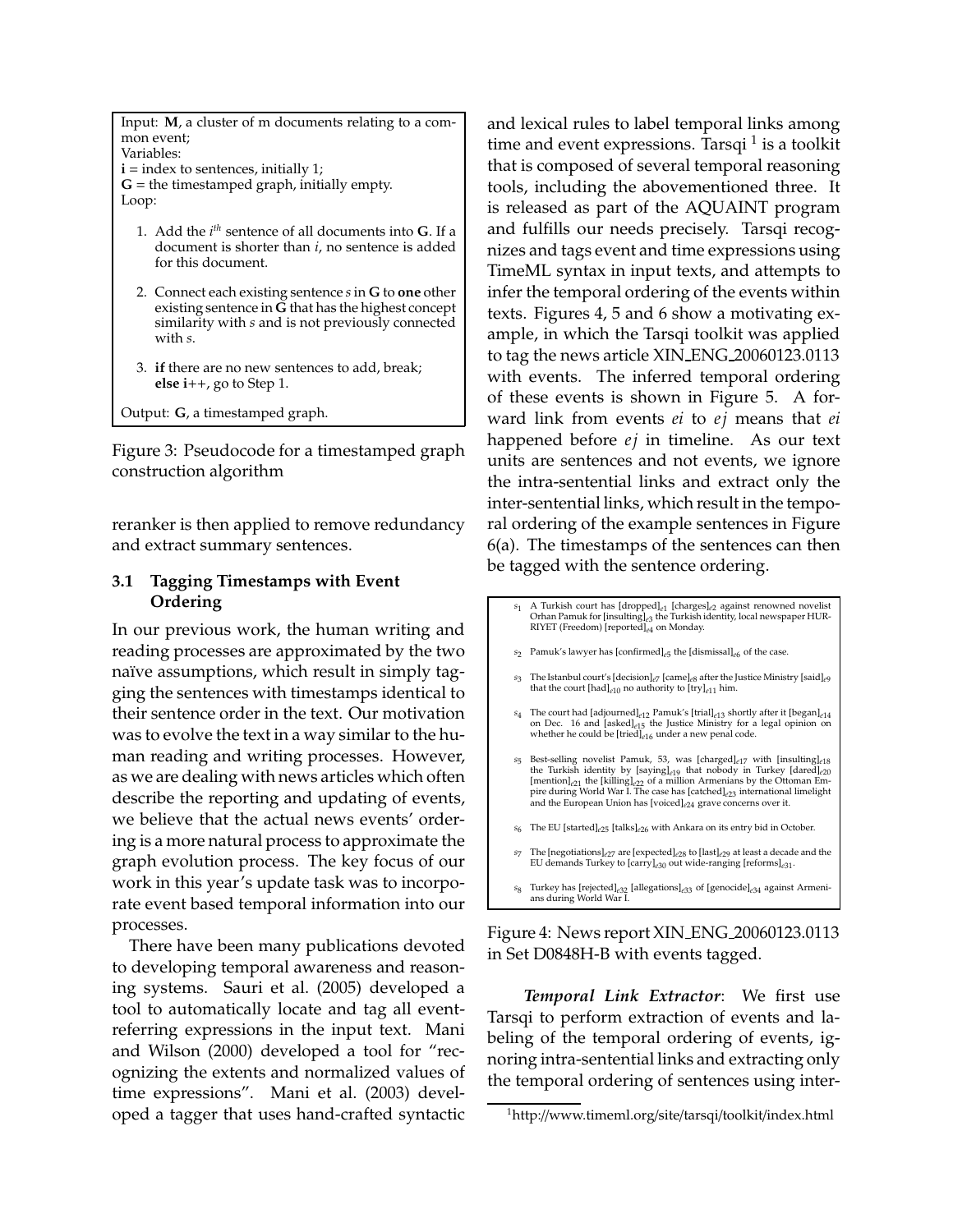Input: **M**, a cluster of m documents relating to a common event;
Variables:
**i** = index to sentences, initially 1;
**G** = the timestamped graph, initially empty.
Loop:

1. Add the $i^{th}$ sentence of all documents into **G**. If a document is shorter than $i$, no sentence is added for this document.
2. Connect each existing sentence $s$ in **G** to **one** other existing sentence in **G** that has the highest concept similarity with $s$ and is not previously connected with $s$.
3. **if** there are no new sentences to add, break; **else** **i**++, go to Step 1.

Output: **G**, a timestamped graph.

Figure 3: Pseudocode for a timestamped graph construction algorithm

reranker is then applied to remove redundancy and extract summary sentences.

### 3.1 Tagging Timestamps with Event Ordering

In our previous work, the human writing and reading processes are approximated by the two naïve assumptions, which result in simply tagging the sentences with timestamps identical to their sentence order in the text. Our motivation was to evolve the text in a way similar to the human reading and writing processes. However, as we are dealing with news articles which often describe the reporting and updating of events, we believe that the actual news events' ordering is a more natural process to approximate the graph evolution process. The key focus of our work in this year's update task was to incorporate event based temporal information into our processes.

There have been many publications devoted to developing temporal awareness and reasoning systems. Sauri et al. (2005) developed a tool to automatically locate and tag all event-referring expressions in the input text. Mani and Wilson (2000) developed a tool for "recognizing the extents and normalized values of time expressions". Mani et al. (2003) developed a tagger that uses hand-crafted syntactic and lexical rules to label temporal links among time and event expressions. Tarsqi [1] is a toolkit that is composed of several temporal reasoning tools, including the abovementioned three. It is released as part of the AQUAINT program and fulfills our needs precisely. Tarsqi recognizes and tags event and time expressions using TimeML syntax in input texts, and attempts to infer the temporal ordering of the events within texts. Figures 4, 5 and 6 show a motivating example, in which the Tarsqi toolkit was applied to tag the news article XIN_ENG_20060123.0113 with events. The inferred temporal ordering of these events is shown in Figure 5. A forward link from events $ei$ to $ej$ means that $ei$ happened before $ej$ in timeline. As our text units are sentences and not events, we ignore the intra-sentential links and extract only the inter-sentential links, which result in the temporal ordering of the example sentences in Figure 6(a). The timestamps of the sentences can then be tagged with the sentence ordering.

$s_1$ A Turkish court has [dropped]$_{e1}$ [charges]$_{e2}$ against renowned novelist Orhan Pamuk for [insulting]$_{e3}$ the Turkish identity, local newspaper HURRIYET (Freedom) [reported]$_{e4}$ on Monday.

$s_2$ Pamuk's lawyer has [confirmed]$_{e5}$ the [dismissal]$_{e6}$ of the case.

$s_3$ The Istanbul court's [decision]$_{e7}$ [came]$_{e8}$ after the Justice Ministry [said]$_{e9}$ that the court [had]$_{e10}$ no authority to [try]$_{e11}$ him.

$s_4$ The court had [adjourned]$_{e12}$ Pamuk's [trial]$_{e13}$ shortly after it [began]$_{e14}$ on Dec. 16 and [asked]$_{e15}$ the Justice Ministry for a legal opinion on whether he could be [tried]$_{e16}$ under a new penal code.

$s_5$ Best-selling novelist Pamuk, 53, was [charged]$_{e17}$ with [insulting]$_{e18}$ the Turkish identity by [saying]$_{e19}$ that nobody in Turkey [dared]$_{e20}$ [mention]$_{e21}$ the [killing]$_{e22}$ of a million Armenians by the Ottoman Empire during World War I. The case has [catched]$_{e23}$ international limelight and the European Union has [voiced]$_{e24}$ grave concerns over it.

$s_6$ The EU [started]$_{e25}$ [talks]$_{e26}$ with Ankara on its entry bid in October.

$s_7$ The [negotiations]$_{e27}$ are [expected]$_{e28}$ to [last]$_{e29}$ at least a decade and the EU demands Turkey to [carry]$_{e30}$ out wide-ranging [reforms]$_{e31}$.

$s_8$ Turkey has [rejected]$_{e32}$ [allegations]$_{e33}$ of [genocide]$_{e34}$ against Armenians during World War I.

Figure 4: News report XIN_ENG_20060123.0113 in Set D0848H-B with events tagged.

***Temporal Link Extractor***: We first use Tarsqi to perform extraction of events and labeling of the temporal ordering of events, ignoring intra-sentential links and extracting only the temporal ordering of sentences using inter-

[1] http://www.timeml.org/site/tarsqi/toolkit/index.html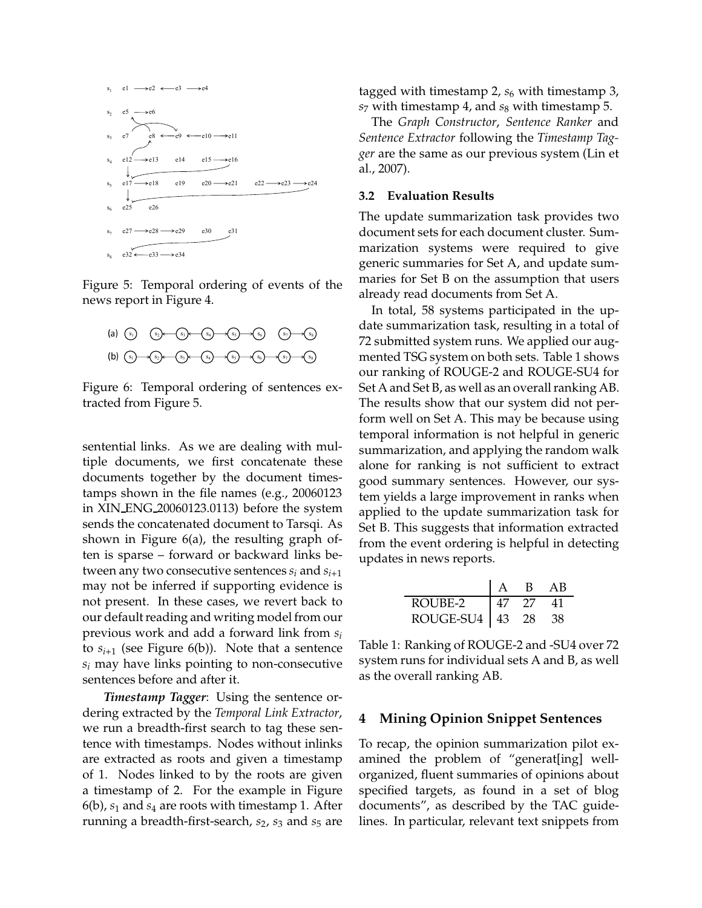Figure 5: Temporal ordering of events of the news report in Figure 4.

Figure 6: Temporal ordering of sentences extracted from Figure 5.

sentential links. As we are dealing with multiple documents, we first concatenate these documents together by the document timestamps shown in the file names (e.g., 20060123 in XIN_ENG_20060123.0113) before the system sends the concatenated document to Tarsqi. As shown in Figure 6(a), the resulting graph often is sparse – forward or backward links between any two consecutive sentences $s_i$ and $s_{i+1}$ may not be inferred if supporting evidence is not present. In these cases, we revert back to our default reading and writing model from our previous work and add a forward link from $s_i$ to $s_{i+1}$ (see Figure 6(b)). Note that a sentence $s_i$ may have links pointing to non-consecutive sentences before and after it.

***Timestamp Tagger***: Using the sentence ordering extracted by the *Temporal Link Extractor*, we run a breadth-first search to tag these sentence with timestamps. Nodes without inlinks are extracted as roots and given a timestamp of 1. Nodes linked to by the roots are given a timestamp of 2. For the example in Figure 6(b), $s_1$ and $s_4$ are roots with timestamp 1. After running a breadth-first-search, $s_2$, $s_3$ and $s_5$ are tagged with timestamp 2, $s_6$ with timestamp 3, $s_7$ with timestamp 4, and $s_8$ with timestamp 5.

The *Graph Constructor*, *Sentence Ranker* and *Sentence Extractor* following the *Timestamp Tagger* are the same as our previous system (Lin et al., 2007).

### 3.2 Evaluation Results

The update summarization task provides two document sets for each document cluster. Summarization systems were required to give generic summaries for Set A, and update summaries for Set B on the assumption that users already read documents from Set A.

In total, 58 systems participated in the update summarization task, resulting in a total of 72 submitted system runs. We applied our augmented TSG system on both sets. Table 1 shows our ranking of ROUGE-2 and ROUGE-SU4 for Set A and Set B, as well as an overall ranking AB. The results show that our system did not perform well on Set A. This may be because using temporal information is not helpful in generic summarization, and applying the random walk alone for ranking is not sufficient to extract good summary sentences. However, our system yields a large improvement in ranks when applied to the update summarization task for Set B. This suggests that information extracted from the event ordering is helpful in detecting updates in news reports.

| | A | B | AB |
|---|---|---|---|
| ROUBE-2 | 47 | 27 | 41 |
| ROUGE-SU4 | 43 | 28 | 38 |

Table 1: Ranking of ROUGE-2 and -SU4 over 72 system runs for individual sets A and B, as well as the overall ranking AB.

## 4 Mining Opinion Snippet Sentences

To recap, the opinion summarization pilot examined the problem of "generat[ing] well-organized, fluent summaries of opinions about specified targets, as found in a set of blog documents", as described by the TAC guidelines. In particular, relevant text snippets from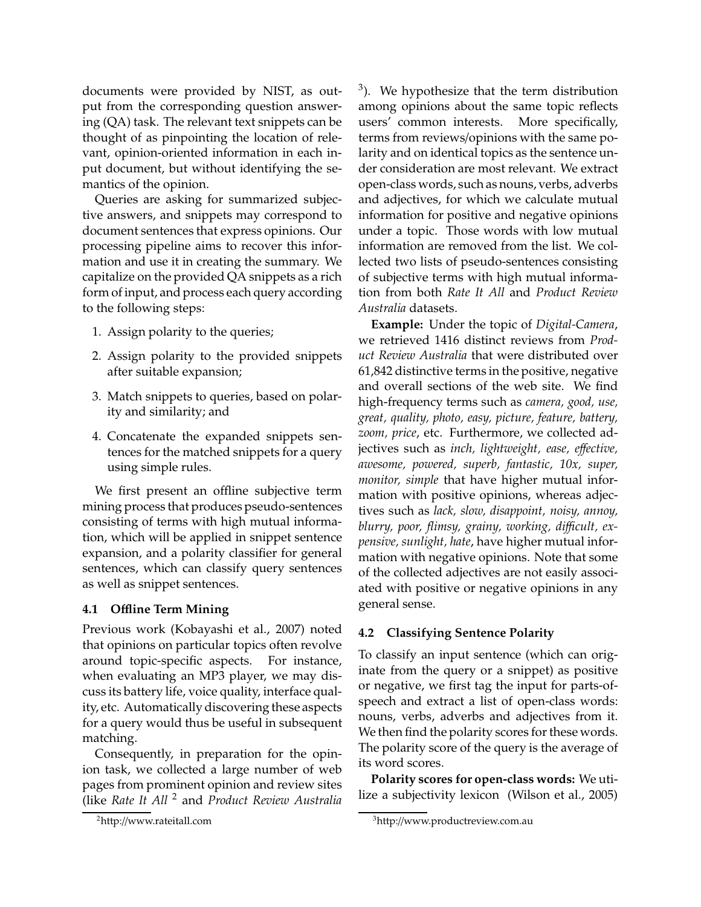documents were provided by NIST, as output from the corresponding question answering (QA) task. The relevant text snippets can be thought of as pinpointing the location of relevant, opinion-oriented information in each input document, but without identifying the semantics of the opinion.

Queries are asking for summarized subjective answers, and snippets may correspond to document sentences that express opinions. Our processing pipeline aims to recover this information and use it in creating the summary. We capitalize on the provided QA snippets as a rich form of input, and process each query according to the following steps:

1. Assign polarity to the queries;
2. Assign polarity to the provided snippets after suitable expansion;
3. Match snippets to queries, based on polarity and similarity; and
4. Concatenate the expanded snippets sentences for the matched snippets for a query using simple rules.

We first present an offline subjective term mining process that produces pseudo-sentences consisting of terms with high mutual information, which will be applied in snippet sentence expansion, and a polarity classifier for general sentences, which can classify query sentences as well as snippet sentences.

### 4.1 Offline Term Mining

Previous work (Kobayashi et al., 2007) noted that opinions on particular topics often revolve around topic-specific aspects. For instance, when evaluating an MP3 player, we may discuss its battery life, voice quality, interface quality, etc. Automatically discovering these aspects for a query would thus be useful in subsequent matching.

Consequently, in preparation for the opinion task, we collected a large number of web pages from prominent opinion and review sites (like *Rate It All* [2] and *Product Review Australia* [3]). We hypothesize that the term distribution among opinions about the same topic reflects users' common interests. More specifically, terms from reviews/opinions with the same polarity and on identical topics as the sentence under consideration are most relevant. We extract open-class words, such as nouns, verbs, adverbs and adjectives, for which we calculate mutual information for positive and negative opinions under a topic. Those words with low mutual information are removed from the list. We collected two lists of pseudo-sentences consisting of subjective terms with high mutual information from both *Rate It All* and *Product Review Australia* datasets.

**Example:** Under the topic of *Digital-Camera*, we retrieved 1416 distinct reviews from *Product Review Australia* that were distributed over 61,842 distinctive terms in the positive, negative and overall sections of the web site. We find high-frequency terms such as *camera, good, use, great, quality, photo, easy, picture, feature, battery, zoom, price*, etc. Furthermore, we collected adjectives such as *inch, lightweight, ease, effective, awesome, powered, superb, fantastic, 10x, super, monitor, simple* that have higher mutual information with positive opinions, whereas adjectives such as *lack, slow, disappoint, noisy, annoy, blurry, poor, flimsy, grainy, working, difficult, expensive, sunlight, hate*, have higher mutual information with negative opinions. Note that some of the collected adjectives are not easily associated with positive or negative opinions in any general sense.

### 4.2 Classifying Sentence Polarity

To classify an input sentence (which can originate from the query or a snippet) as positive or negative, we first tag the input for parts-of-speech and extract a list of open-class words: nouns, verbs, adverbs and adjectives from it. We then find the polarity scores for these words. The polarity score of the query is the average of its word scores.

**Polarity scores for open-class words:** We utilize a subjectivity lexicon (Wilson et al., 2005)

[2] http://www.rateitall.com

[3] http://www.productreview.com.au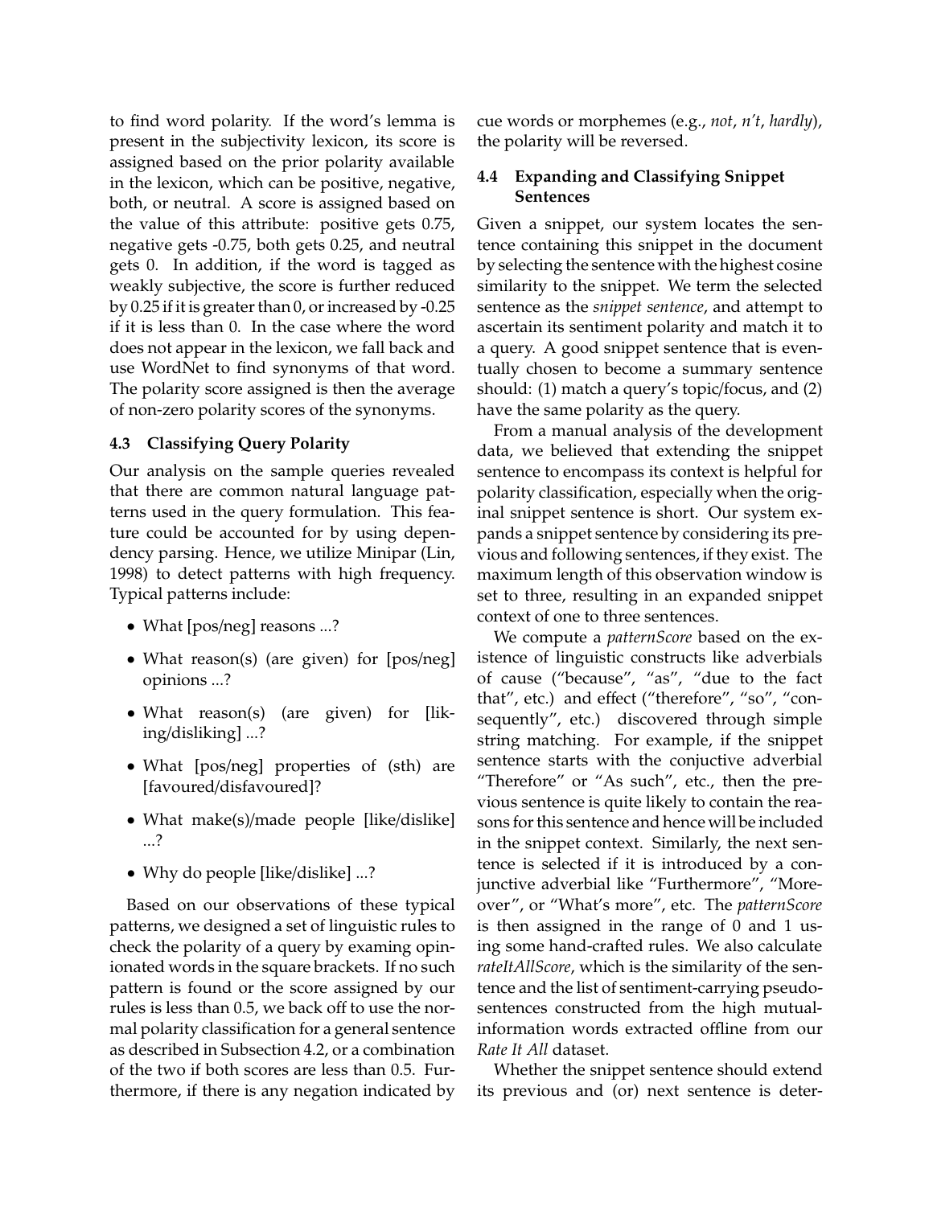to find word polarity. If the word's lemma is present in the subjectivity lexicon, its score is assigned based on the prior polarity available in the lexicon, which can be positive, negative, both, or neutral. A score is assigned based on the value of this attribute: positive gets 0.75, negative gets -0.75, both gets 0.25, and neutral gets 0. In addition, if the word is tagged as weakly subjective, the score is further reduced by 0.25 if it is greater than 0, or increased by -0.25 if it is less than 0. In the case where the word does not appear in the lexicon, we fall back and use WordNet to find synonyms of that word. The polarity score assigned is then the average of non-zero polarity scores of the synonyms.

### 4.3 Classifying Query Polarity

Our analysis on the sample queries revealed that there are common natural language patterns used in the query formulation. This feature could be accounted for by using dependency parsing. Hence, we utilize Minipar (Lin, 1998) to detect patterns with high frequency. Typical patterns include:

- What [pos/neg] reasons ...?
- What reason(s) (are given) for [pos/neg] opinions ...?
- What reason(s) (are given) for [liking/disliking] ...?
- What [pos/neg] properties of (sth) are [favoured/disfavoured]?
- What make(s)/made people [like/dislike] ...?
- Why do people [like/dislike] ...?

Based on our observations of these typical patterns, we designed a set of linguistic rules to check the polarity of a query by examing opinionated words in the square brackets. If no such pattern is found or the score assigned by our rules is less than 0.5, we back off to use the normal polarity classification for a general sentence as described in Subsection 4.2, or a combination of the two if both scores are less than 0.5. Furthermore, if there is any negation indicated by cue words or morphemes (e.g., *not*, *n't*, *hardly*), the polarity will be reversed.

### 4.4 Expanding and Classifying Snippet Sentences

Given a snippet, our system locates the sentence containing this snippet in the document by selecting the sentence with the highest cosine similarity to the snippet. We term the selected sentence as the *snippet sentence*, and attempt to ascertain its sentiment polarity and match it to a query. A good snippet sentence that is eventually chosen to become a summary sentence should: (1) match a query's topic/focus, and (2) have the same polarity as the query.

From a manual analysis of the development data, we believed that extending the snippet sentence to encompass its context is helpful for polarity classification, especially when the original snippet sentence is short. Our system expands a snippet sentence by considering its previous and following sentences, if they exist. The maximum length of this observation window is set to three, resulting in an expanded snippet context of one to three sentences.

We compute a *patternScore* based on the existence of linguistic constructs like adverbials of cause ("because", "as", "due to the fact that", etc.) and effect ("therefore", "so", "consequently", etc.) discovered through simple string matching. For example, if the snippet sentence starts with the conjuctive adverbial "Therefore" or "As such", etc., then the previous sentence is quite likely to contain the reasons for this sentence and hence will be included in the snippet context. Similarly, the next sentence is selected if it is introduced by a conjunctive adverbial like "Furthermore", "Moreover", or "What's more", etc. The *patternScore* is then assigned in the range of 0 and 1 using some hand-crafted rules. We also calculate *rateItAllScore*, which is the similarity of the sentence and the list of sentiment-carrying pseudo-sentences constructed from the high mutual-information words extracted offline from our *Rate It All* dataset.

Whether the snippet sentence should extend its previous and (or) next sentence is deter-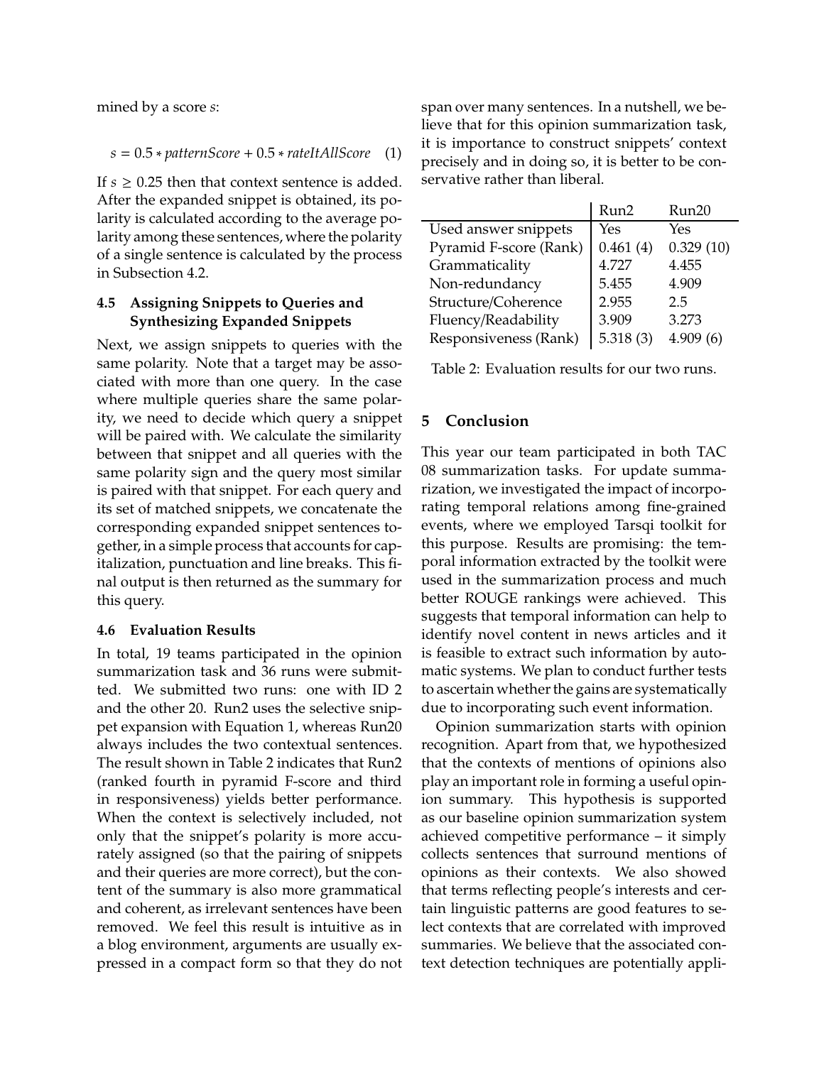mined by a score $s$:

$$s = 0.5 * patternScore + 0.5 * rateItAllScore \quad (1)$$

If $s \geq 0.25$ then that context sentence is added. After the expanded snippet is obtained, its polarity is calculated according to the average polarity among these sentences, where the polarity of a single sentence is calculated by the process in Subsection 4.2.

### 4.5 Assigning Snippets to Queries and Synthesizing Expanded Snippets

Next, we assign snippets to queries with the same polarity. Note that a target may be associated with more than one query. In the case where multiple queries share the same polarity, we need to decide which query a snippet will be paired with. We calculate the similarity between that snippet and all queries with the same polarity sign and the query most similar is paired with that snippet. For each query and its set of matched snippets, we concatenate the corresponding expanded snippet sentences together, in a simple process that accounts for capitalization, punctuation and line breaks. This final output is then returned as the summary for this query.

### 4.6 Evaluation Results

In total, 19 teams participated in the opinion summarization task and 36 runs were submitted. We submitted two runs: one with ID 2 and the other 20. Run2 uses the selective snippet expansion with Equation 1, whereas Run20 always includes the two contextual sentences. The result shown in Table 2 indicates that Run2 (ranked fourth in pyramid F-score and third in responsiveness) yields better performance. When the context is selectively included, not only that the snippet's polarity is more accurately assigned (so that the pairing of snippets and their queries are more correct), but the content of the summary is also more grammatical and coherent, as irrelevant sentences have been removed. We feel this result is intuitive as in a blog environment, arguments are usually expressed in a compact form so that they do not span over many sentences. In a nutshell, we believe that for this opinion summarization task, it is importance to construct snippets' context precisely and in doing so, it is better to be conservative rather than liberal.

| | Run2 | Run20 |
|---|---|---|
| Used answer snippets | Yes | Yes |
| Pyramid F-score (Rank) | 0.461 (4) | 0.329 (10) |
| Grammaticality | 4.727 | 4.455 |
| Non-redundancy | 5.455 | 4.909 |
| Structure/Coherence | 2.955 | 2.5 |
| Fluency/Readability | 3.909 | 3.273 |
| Responsiveness (Rank) | 5.318 (3) | 4.909 (6) |

Table 2: Evaluation results for our two runs.

## 5 Conclusion

This year our team participated in both TAC 08 summarization tasks. For update summarization, we investigated the impact of incorporating temporal relations among fine-grained events, where we employed Tarsqi toolkit for this purpose. Results are promising: the temporal information extracted by the toolkit were used in the summarization process and much better ROUGE rankings were achieved. This suggests that temporal information can help to identify novel content in news articles and it is feasible to extract such information by automatic systems. We plan to conduct further tests to ascertain whether the gains are systematically due to incorporating such event information.

Opinion summarization starts with opinion recognition. Apart from that, we hypothesized that the contexts of mentions of opinions also play an important role in forming a useful opinion summary. This hypothesis is supported as our baseline opinion summarization system achieved competitive performance – it simply collects sentences that surround mentions of opinions as their contexts. We also showed that terms reflecting people's interests and certain linguistic patterns are good features to select contexts that are correlated with improved summaries. We believe that the associated context detection techniques are potentially appli-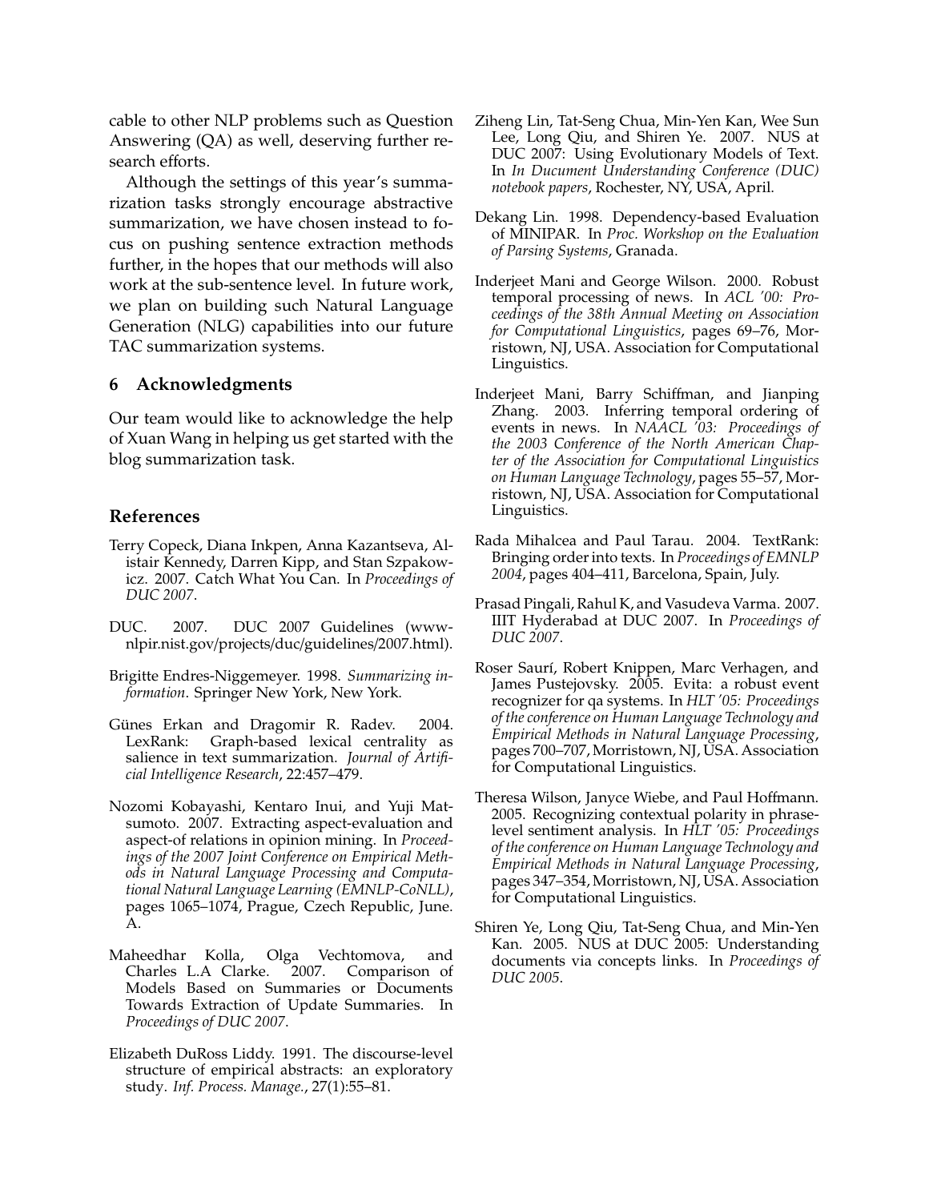cable to other NLP problems such as Question Answering (QA) as well, deserving further research efforts.

Although the settings of this year's summarization tasks strongly encourage abstractive summarization, we have chosen instead to focus on pushing sentence extraction methods further, in the hopes that our methods will also work at the sub-sentence level. In future work, we plan on building such Natural Language Generation (NLG) capabilities into our future TAC summarization systems.

## 6 Acknowledgments

Our team would like to acknowledge the help of Xuan Wang in helping us get started with the blog summarization task.

## References

Terry Copeck, Diana Inkpen, Anna Kazantseva, Alistair Kennedy, Darren Kipp, and Stan Szpakowicz. 2007. Catch What You Can. In *Proceedings of DUC 2007*.

DUC. 2007. DUC 2007 Guidelines (www-nlpir.nist.gov/projects/duc/guidelines/2007.html).

Brigitte Endres-Niggemeyer. 1998. *Summarizing information*. Springer New York, New York.

Günes Erkan and Dragomir R. Radev. 2004. LexRank: Graph-based lexical centrality as salience in text summarization. *Journal of Artificial Intelligence Research*, 22:457–479.

Nozomi Kobayashi, Kentaro Inui, and Yuji Matsumoto. 2007. Extracting aspect-evaluation and aspect-of relations in opinion mining. In *Proceedings of the 2007 Joint Conference on Empirical Methods in Natural Language Processing and Computational Natural Language Learning (EMNLP-CoNLL)*, pages 1065–1074, Prague, Czech Republic, June. A.

Maheedhar Kolla, Olga Vechtomova, and Charles L.A Clarke. 2007. Comparison of Models Based on Summaries or Documents Towards Extraction of Update Summaries. In *Proceedings of DUC 2007*.

Elizabeth DuRoss Liddy. 1991. The discourse-level structure of empirical abstracts: an exploratory study. *Inf. Process. Manage.*, 27(1):55–81.

Ziheng Lin, Tat-Seng Chua, Min-Yen Kan, Wee Sun Lee, Long Qiu, and Shiren Ye. 2007. NUS at DUC 2007: Using Evolutionary Models of Text. In *In Ducument Understanding Conference (DUC) notebook papers*, Rochester, NY, USA, April.

Dekang Lin. 1998. Dependency-based Evaluation of MINIPAR. In *Proc. Workshop on the Evaluation of Parsing Systems*, Granada.

Inderjeet Mani and George Wilson. 2000. Robust temporal processing of news. In *ACL '00: Proceedings of the 38th Annual Meeting on Association for Computational Linguistics*, pages 69–76, Morristown, NJ, USA. Association for Computational Linguistics.

Inderjeet Mani, Barry Schiffman, and Jianping Zhang. 2003. Inferring temporal ordering of events in news. In *NAACL '03: Proceedings of the 2003 Conference of the North American Chapter of the Association for Computational Linguistics on Human Language Technology*, pages 55–57, Morristown, NJ, USA. Association for Computational Linguistics.

Rada Mihalcea and Paul Tarau. 2004. TextRank: Bringing order into texts. In *Proceedings of EMNLP 2004*, pages 404–411, Barcelona, Spain, July.

Prasad Pingali, Rahul K, and Vasudeva Varma. 2007. IIIT Hyderabad at DUC 2007. In *Proceedings of DUC 2007*.

Roser Saurí, Robert Knippen, Marc Verhagen, and James Pustejovsky. 2005. Evita: a robust event recognizer for qa systems. In *HLT '05: Proceedings of the conference on Human Language Technology and Empirical Methods in Natural Language Processing*, pages 700–707, Morristown, NJ, USA. Association for Computational Linguistics.

Theresa Wilson, Janyce Wiebe, and Paul Hoffmann. 2005. Recognizing contextual polarity in phrase-level sentiment analysis. In *HLT '05: Proceedings of the conference on Human Language Technology and Empirical Methods in Natural Language Processing*, pages 347–354, Morristown, NJ, USA. Association for Computational Linguistics.

Shiren Ye, Long Qiu, Tat-Seng Chua, and Min-Yen Kan. 2005. NUS at DUC 2005: Understanding documents via concepts links. In *Proceedings of DUC 2005*.